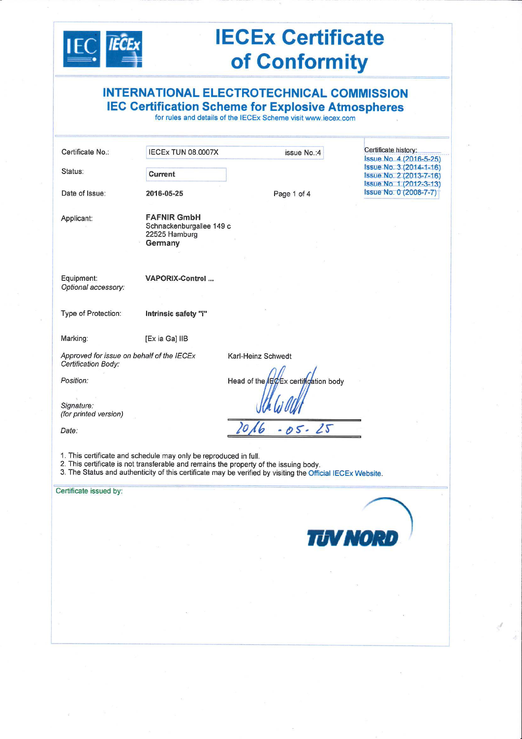# IECEx Certificate of Conformity

## INTERNATIONAL ELECTROTECHNICAL COMMISSION
### IEC Certification Scheme for Explosive Atmospheres

for rules and details of the IECEx Scheme visit www.iecex.com

| | | | |
|---|---|---|---|
| Certificate No.: | IECEx TUN 08.0007X | issue No.:4 | Certificate history: Issue No. 4 (2016-5-25) Issue No. 3 (2014-1-16) Issue No. 2 (2013-7-16) Issue No. 1 (2012-3-13) Issue No. 0 (2008-7-7) |
| Status: | **Current** | | |
| Date of Issue: | **2016-05-25** | | |

Applicant: **FAFNIR GmbH**
Schnackenburgallee 149 c
22525 Hamburg
**Germany**

Equipment: **VAPORIX-Control ...**
*Optional accessory:*

Type of Protection: **Intrinsic safety "i"**

Marking: [Ex ia Ga] IIB

*Approved for issue on behalf of the IECEx Certification Body:* Karl-Heinz Schwedt

*Position:* Head of the IECEx certification body

*Signature:*
*(for printed version)*

*Date:* 2016 - 05 - 25

1. This certificate and schedule may only be reproduced in full.
2. This certificate is not transferable and remains the property of the issuing body.
3. The Status and authenticity of this certificate may be verified by visiting the Official IECEx Website.

Certificate issued by:

TÜV NORD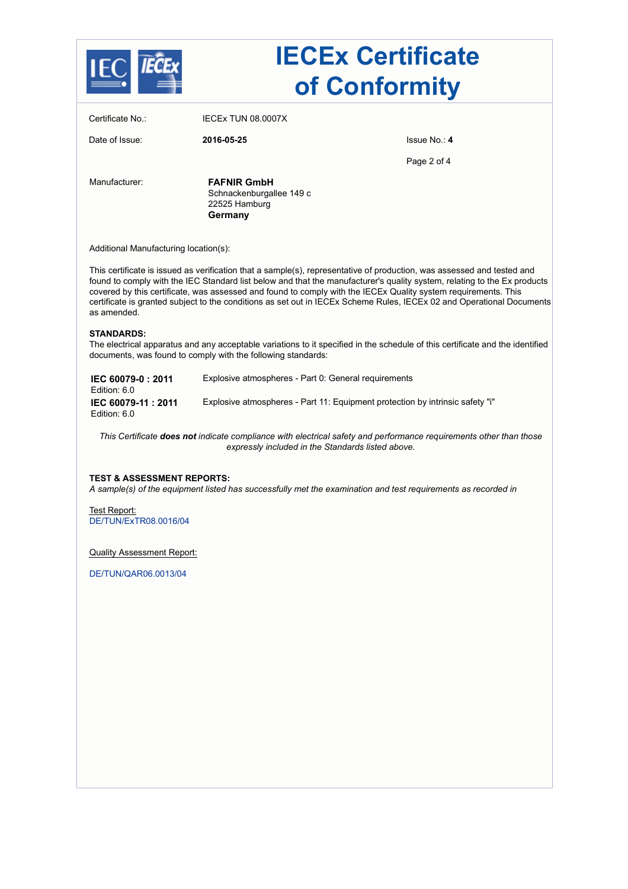# IECEx Certificate of Conformity

| | | |
|---|---|---|
| Certificate No.: | IECEx TUN 08.0007X | |
| Date of Issue: | **2016-05-25** | Issue No.: **4** |

Manufacturer: **FAFNIR GmbH**
Schnackenburgallee 149 c
22525 Hamburg
**Germany**

Additional Manufacturing location(s):

This certificate is issued as verification that a sample(s), representative of production, was assessed and tested and found to comply with the IEC Standard list below and that the manufacturer's quality system, relating to the Ex products covered by this certificate, was assessed and found to comply with the IECEx Quality system requirements. This certificate is granted subject to the conditions as set out in IECEx Scheme Rules, IECEx 02 and Operational Documents as amended.

**STANDARDS:**
The electrical apparatus and any acceptable variations to it specified in the schedule of this certificate and the identified documents, was found to comply with the following standards:

| | |
|---|---|
| **IEC 60079-0 : 2011** Edition: 6.0 | Explosive atmospheres - Part 0: General requirements |
| **IEC 60079-11 : 2011** Edition: 6.0 | Explosive atmospheres - Part 11: Equipment protection by intrinsic safety "i" |

*This Certificate* ***does not*** *indicate compliance with electrical safety and performance requirements other than those expressly included in the Standards listed above.*

**TEST & ASSESSMENT REPORTS:**
*A sample(s) of the equipment listed has successfully met the examination and test requirements as recorded in*

Test Report:
DE/TUN/ExTR08.0016/04

Quality Assessment Report:

DE/TUN/QAR06.0013/04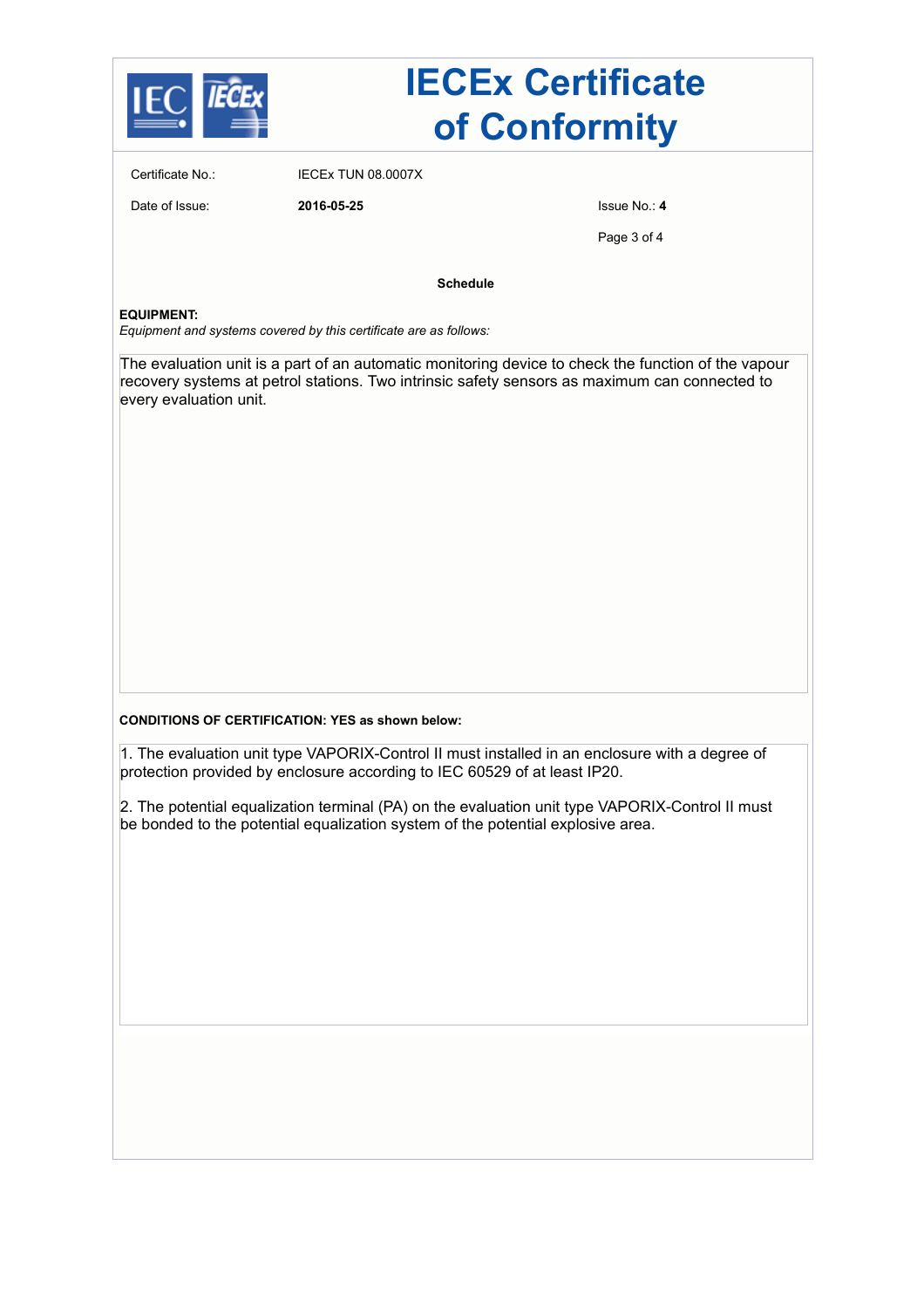# IECEx Certificate of Conformity

Certificate No.: IECEx TUN 08.0007X

Date of Issue: **2016-05-25**

Issue No.: **4**

**Schedule**

**EQUIPMENT:**

*Equipment and systems covered by this certificate are as follows:*

The evaluation unit is a part of an automatic monitoring device to check the function of the vapour recovery systems at petrol stations. Two intrinsic safety sensors as maximum can connected to every evaluation unit.

**CONDITIONS OF CERTIFICATION: YES as shown below:**

1. The evaluation unit type VAPORIX-Control II must installed in an enclosure with a degree of protection provided by enclosure according to IEC 60529 of at least IP20.

2. The potential equalization terminal (PA) on the evaluation unit type VAPORIX-Control II must be bonded to the potential equalization system of the potential explosive area.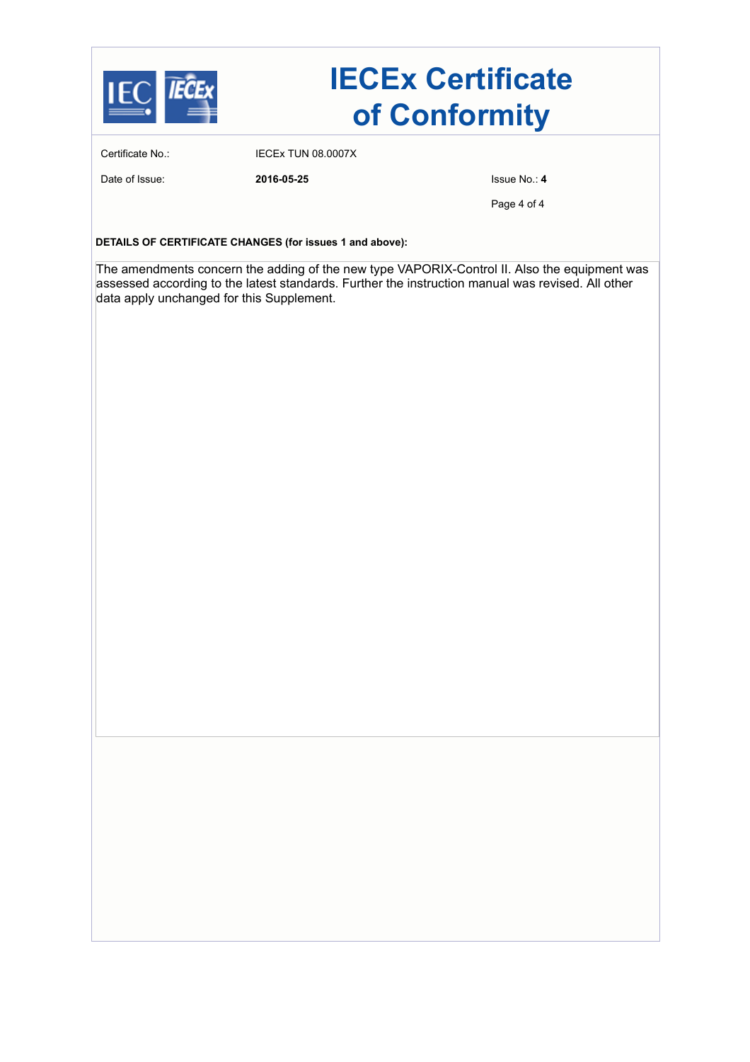# IECEx Certificate of Conformity

| | | |
|---|---|---|
| Certificate No.: | IECEx TUN 08.0007X | |
| Date of Issue: | **2016-05-25** | Issue No.: **4** |

**DETAILS OF CERTIFICATE CHANGES (for issues 1 and above):**

The amendments concern the adding of the new type VAPORIX-Control II. Also the equipment was assessed according to the latest standards. Further the instruction manual was revised. All other data apply unchanged for this Supplement.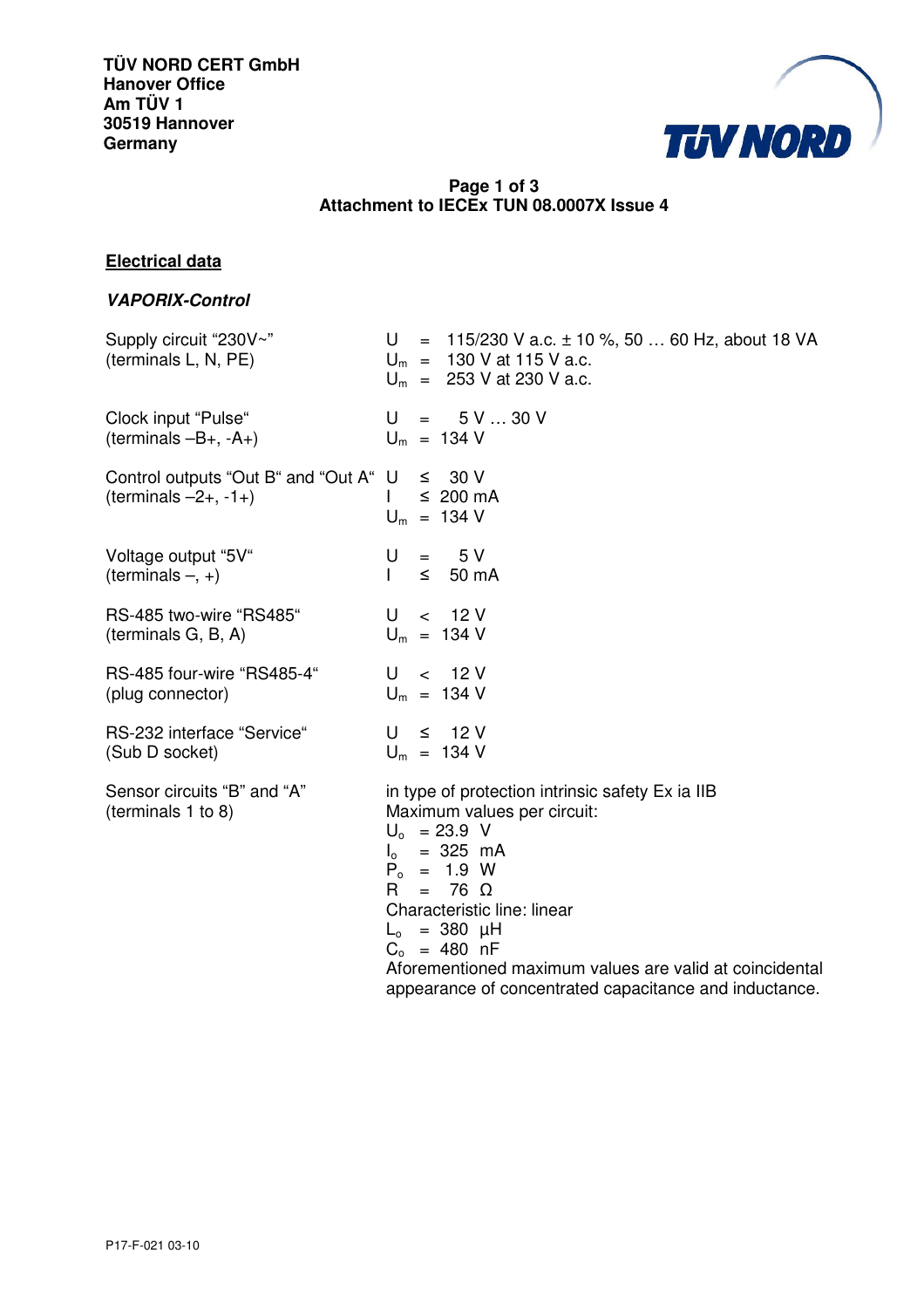TÜV NORD CERT GmbH
Hanover Office
Am TÜV 1
30519 Hannover
Germany

**Page 1 of 3**
**Attachment to IECEx TUN 08.0007X Issue 4**

## Electrical data

### *VAPORIX-Control*

| | |
|---|---|
| Supply circuit "230V~" (terminals L, N, PE) | $U$ = 115/230 V a.c. ± 10 %, 50 … 60 Hz, about 18 VA<br>$U_m$ = 130 V at 115 V a.c.<br>$U_m$ = 253 V at 230 V a.c. |
| Clock input "Pulse" (terminals –B+, -A+) | $U$ = 5 V … 30 V<br>$U_m$ = 134 V |
| Control outputs "Out B" and "Out A" (terminals –2+, -1+) | $U$ ≤ 30 V<br>$I$ ≤ 200 mA<br>$U_m$ = 134 V |
| Voltage output "5V" (terminals –, +) | $U$ = 5 V<br>$I$ ≤ 50 mA |
| RS-485 two-wire "RS485" (terminals G, B, A) | $U$ < 12 V<br>$U_m$ = 134 V |
| RS-485 four-wire "RS485-4" (plug connector) | $U$ < 12 V<br>$U_m$ = 134 V |
| RS-232 interface "Service" (Sub D socket) | $U$ ≤ 12 V<br>$U_m$ = 134 V |
| Sensor circuits "B" and "A" (terminals 1 to 8) | in type of protection intrinsic safety Ex ia IIB<br>Maximum values per circuit:<br>$U_o$ = 23.9 V<br>$I_o$ = 325 mA<br>$P_o$ = 1.9 W<br>$R$ = 76 Ω<br>Characteristic line: linear<br>$L_o$ = 380 µH<br>$C_o$ = 480 nF<br>Aforementioned maximum values are valid at coincidental appearance of concentrated capacitance and inductance. |

P17-F-021 03-10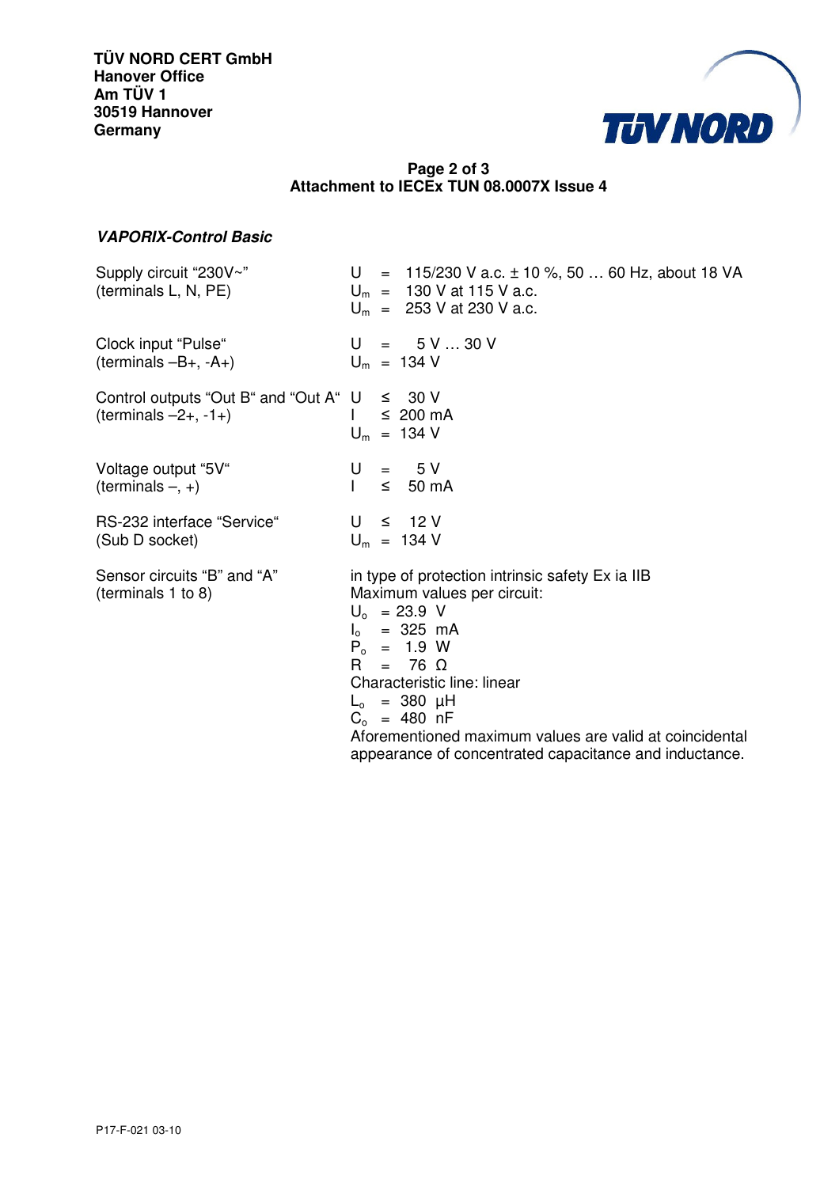TÜV NORD CERT GmbH
Hanover Office
Am TÜV 1
30519 Hannover
Germany

**Attachment to IECEx TUN 08.0007X Issue 4**

***VAPORIX-Control Basic***

| | |
|---|---|
| Supply circuit "230V~" (terminals L, N, PE) | U = 115/230 V a.c. ± 10 %, 50 … 60 Hz, about 18 VA<br>$U_m$ = 130 V at 115 V a.c.<br>$U_m$ = 253 V at 230 V a.c. |
| Clock input "Pulse" (terminals –B+, -A+) | U = 5 V … 30 V<br>$U_m$ = 134 V |
| Control outputs "Out B" and "Out A" (terminals –2+, -1+) | U ≤ 30 V<br>I ≤ 200 mA<br>$U_m$ = 134 V |
| Voltage output "5V" (terminals –, +) | U = 5 V<br>I ≤ 50 mA |
| RS-232 interface "Service" (Sub D socket) | U ≤ 12 V<br>$U_m$ = 134 V |
| Sensor circuits "B" and "A" (terminals 1 to 8) | in type of protection intrinsic safety Ex ia IIB<br>Maximum values per circuit:<br>$U_o$ = 23.9 V<br>$I_o$ = 325 mA<br>$P_o$ = 1.9 W<br>R = 76 Ω<br>Characteristic line: linear<br>$L_o$ = 380 µH<br>$C_o$ = 480 nF<br>Aforementioned maximum values are valid at coincidental appearance of concentrated capacitance and inductance. |

P17-F-021 03-10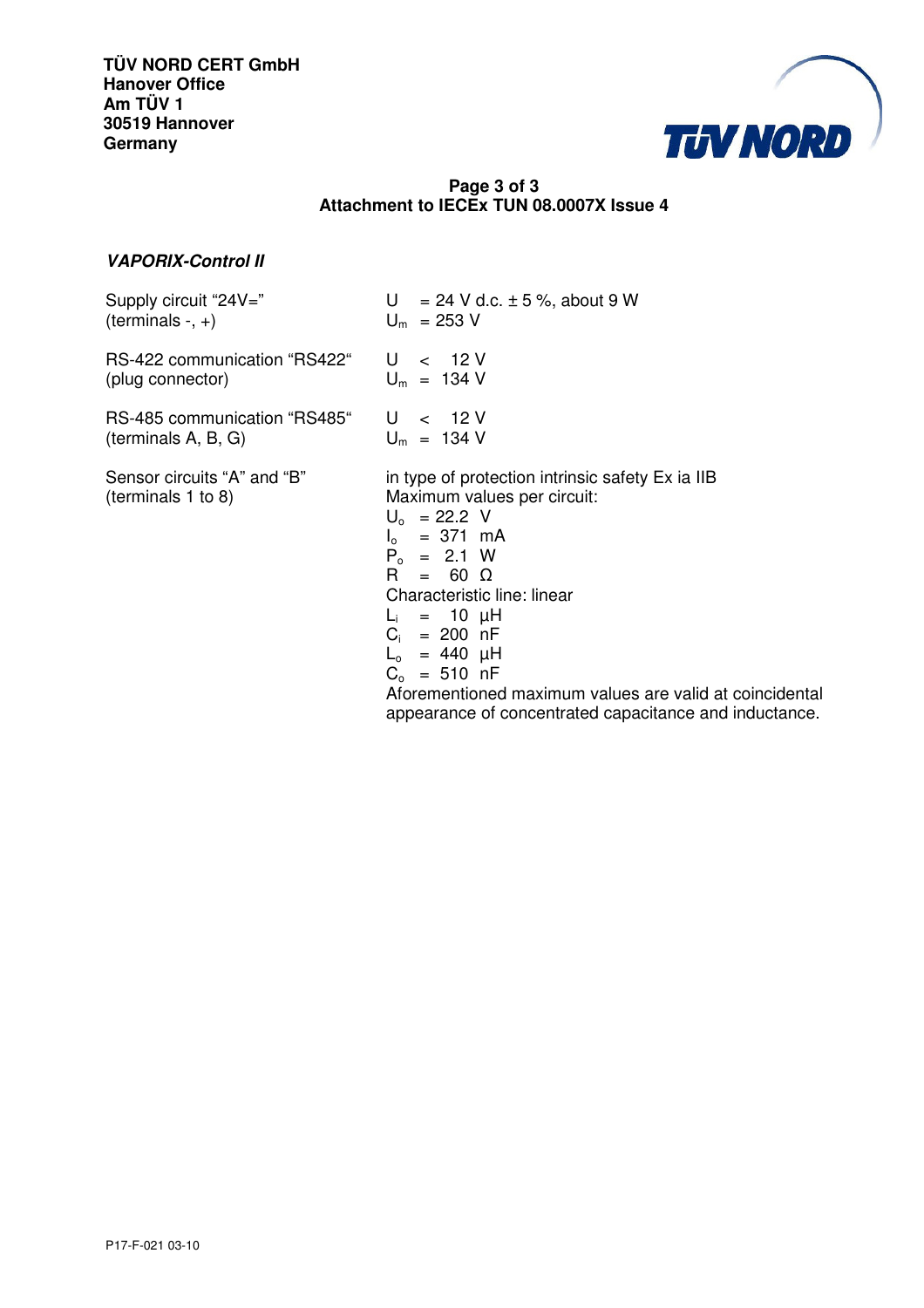TÜV NORD CERT GmbH
Hanover Office
Am TÜV 1
30519 Hannover
Germany

**Attachment to IECEx TUN 08.0007X Issue 4**

***VAPORIX-Control II***

| | |
|---|---|
| Supply circuit "24V=" (terminals -, +) | $U$ = 24 V d.c. ± 5 %, about 9 W<br>$U_m$ = 253 V |
| RS-422 communication "RS422" (plug connector) | $U$ < 12 V<br>$U_m$ = 134 V |
| RS-485 communication "RS485" (terminals A, B, G) | $U$ < 12 V<br>$U_m$ = 134 V |
| Sensor circuits "A" and "B" (terminals 1 to 8) | in type of protection intrinsic safety Ex ia IIB<br>Maximum values per circuit:<br>$U_o$ = 22.2 V<br>$I_o$ = 371 mA<br>$P_o$ = 2.1 W<br>$R$ = 60 Ω<br>Characteristic line: linear<br>$L_i$ = 10 µH<br>$C_i$ = 200 nF<br>$L_o$ = 440 µH<br>$C_o$ = 510 nF<br>Aforementioned maximum values are valid at coincidental appearance of concentrated capacitance and inductance. |

P17-F-021 03-10